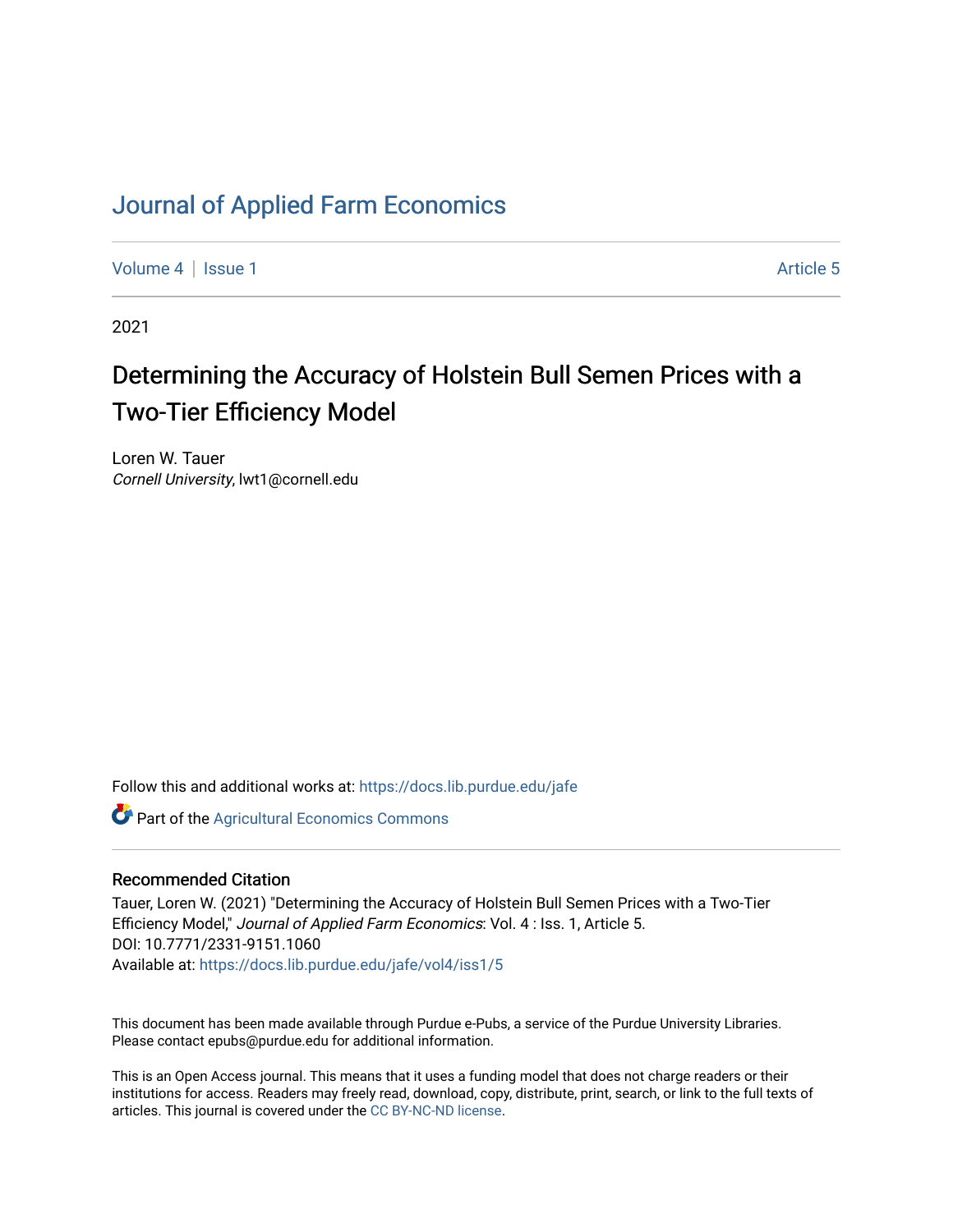# Journal of Applied Farm Economics

Volume 4 | Issue 1 Article 5

2021

## Determining the Accuracy of Holstein Bull Semen Prices with a Two-Tier Efficiency Model

Loren W. Tauer
*Cornell University*, lwt1@cornell.edu

Follow this and additional works at: https://docs.lib.purdue.edu/jafe

Part of the Agricultural Economics Commons

### Recommended Citation

Tauer, Loren W. (2021) "Determining the Accuracy of Holstein Bull Semen Prices with a Two-Tier Efficiency Model," *Journal of Applied Farm Economics*: Vol. 4 : Iss. 1, Article 5.
DOI: 10.7771/2331-9151.1060
Available at: https://docs.lib.purdue.edu/jafe/vol4/iss1/5

This document has been made available through Purdue e-Pubs, a service of the Purdue University Libraries. Please contact epubs@purdue.edu for additional information.

This is an Open Access journal. This means that it uses a funding model that does not charge readers or their institutions for access. Readers may freely read, download, copy, distribute, print, search, or link to the full texts of articles. This journal is covered under the CC BY-NC-ND license.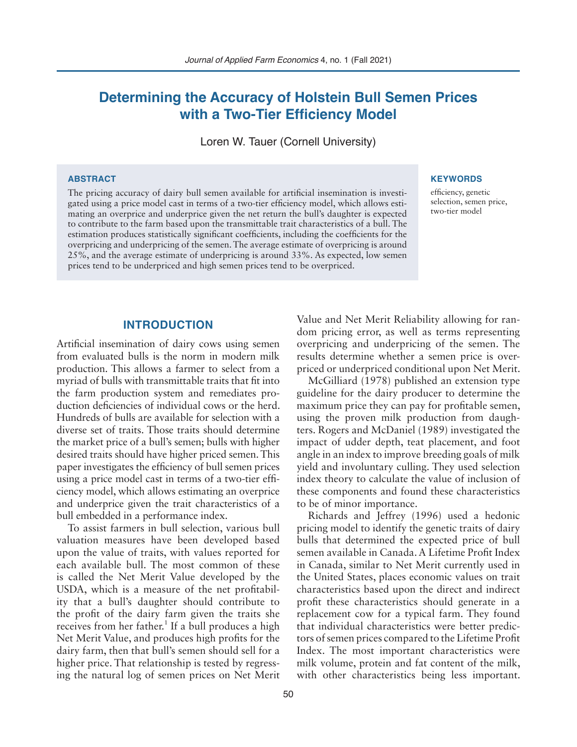# Determining the Accuracy of Holstein Bull Semen Prices with a Two-Tier Efficiency Model

Loren W. Tauer (Cornell University)

### ABSTRACT

The pricing accuracy of dairy bull semen available for artificial insemination is investigated using a price model cast in terms of a two-tier efficiency model, which allows estimating an overprice and underprice given the net return the bull's daughter is expected to contribute to the farm based upon the transmittable trait characteristics of a bull. The estimation produces statistically significant coefficients, including the coefficients for the overpricing and underpricing of the semen. The average estimate of overpricing is around 25%, and the average estimate of underpricing is around 33%. As expected, low semen prices tend to be underpriced and high semen prices tend to be overpriced.

### KEYWORDS

efficiency, genetic selection, semen price, two-tier model

## INTRODUCTION

Artificial insemination of dairy cows using semen from evaluated bulls is the norm in modern milk production. This allows a farmer to select from a myriad of bulls with transmittable traits that fit into the farm production system and remediates production deficiencies of individual cows or the herd. Hundreds of bulls are available for selection with a diverse set of traits. Those traits should determine the market price of a bull's semen; bulls with higher desired traits should have higher priced semen. This paper investigates the efficiency of bull semen prices using a price model cast in terms of a two-tier efficiency model, which allows estimating an overprice and underprice given the trait characteristics of a bull embedded in a performance index.

To assist farmers in bull selection, various bull valuation measures have been developed based upon the value of traits, with values reported for each available bull. The most common of these is called the Net Merit Value developed by the USDA, which is a measure of the net profitability that a bull's daughter should contribute to the profit of the dairy farm given the traits she receives from her father.[1] If a bull produces a high Net Merit Value, and produces high profits for the dairy farm, then that bull's semen should sell for a higher price. That relationship is tested by regressing the natural log of semen prices on Net Merit Value and Net Merit Reliability allowing for random pricing error, as well as terms representing overpricing and underpricing of the semen. The results determine whether a semen price is overpriced or underpriced conditional upon Net Merit.

McGilliard (1978) published an extension type guideline for the dairy producer to determine the maximum price they can pay for profitable semen, using the proven milk production from daughters. Rogers and McDaniel (1989) investigated the impact of udder depth, teat placement, and foot angle in an index to improve breeding goals of milk yield and involuntary culling. They used selection index theory to calculate the value of inclusion of these components and found these characteristics to be of minor importance.

Richards and Jeffrey (1996) used a hedonic pricing model to identify the genetic traits of dairy bulls that determined the expected price of bull semen available in Canada. A Lifetime Profit Index in Canada, similar to Net Merit currently used in the United States, places economic values on trait characteristics based upon the direct and indirect profit these characteristics should generate in a replacement cow for a typical farm. They found that individual characteristics were better predictors of semen prices compared to the Lifetime Profit Index. The most important characteristics were milk volume, protein and fat content of the milk, with other characteristics being less important.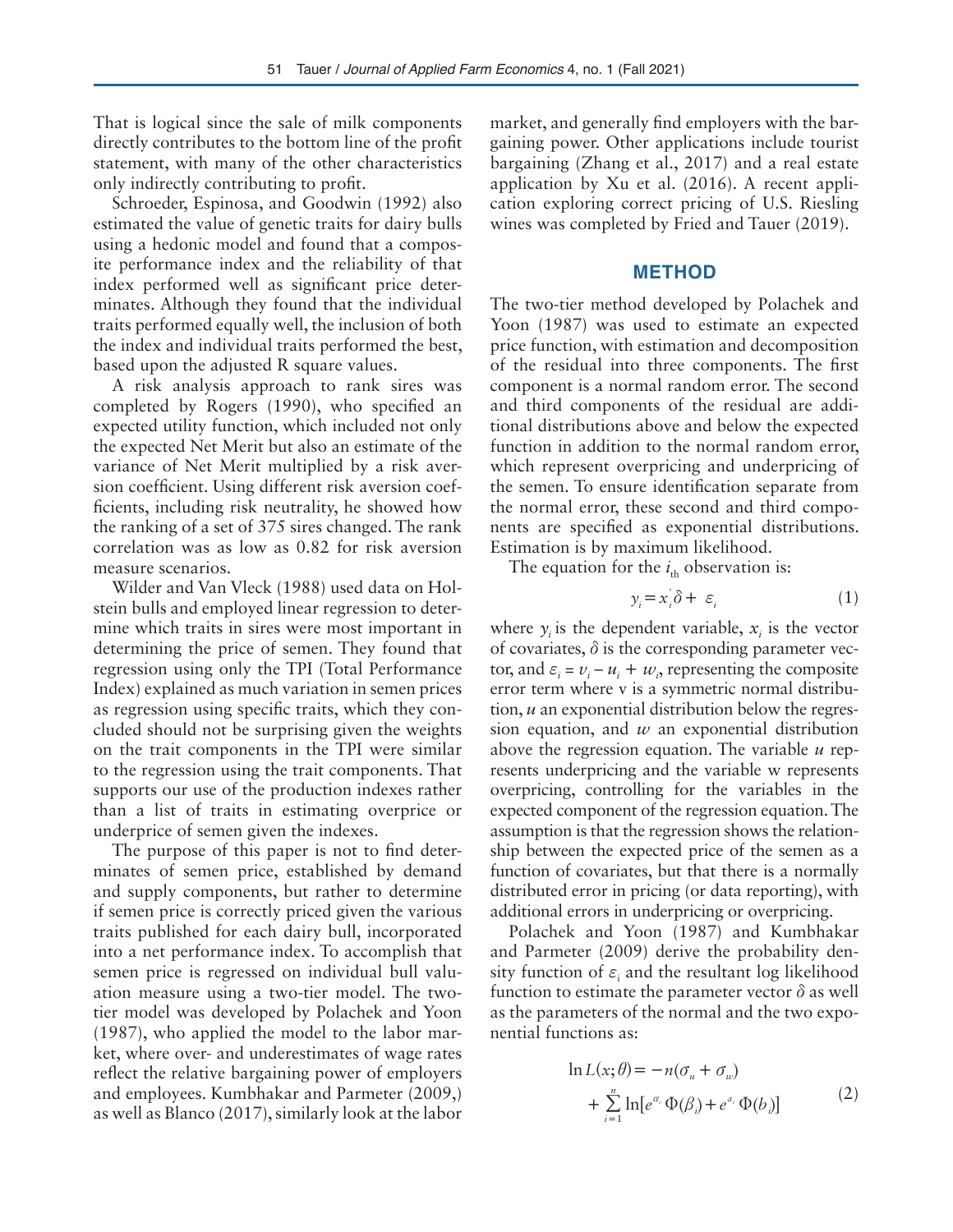That is logical since the sale of milk components directly contributes to the bottom line of the profit statement, with many of the other characteristics only indirectly contributing to profit.

Schroeder, Espinosa, and Goodwin (1992) also estimated the value of genetic traits for dairy bulls using a hedonic model and found that a composite performance index and the reliability of that index performed well as significant price determinates. Although they found that the individual traits performed equally well, the inclusion of both the index and individual traits performed the best, based upon the adjusted R square values.

A risk analysis approach to rank sires was completed by Rogers (1990), who specified an expected utility function, which included not only the expected Net Merit but also an estimate of the variance of Net Merit multiplied by a risk aversion coefficient. Using different risk aversion coefficients, including risk neutrality, he showed how the ranking of a set of 375 sires changed. The rank correlation was as low as 0.82 for risk aversion measure scenarios.

Wilder and Van Vleck (1988) used data on Holstein bulls and employed linear regression to determine which traits in sires were most important in determining the price of semen. They found that regression using only the TPI (Total Performance Index) explained as much variation in semen prices as regression using specific traits, which they concluded should not be surprising given the weights on the trait components in the TPI were similar to the regression using the trait components. That supports our use of the production indexes rather than a list of traits in estimating overprice or underprice of semen given the indexes.

The purpose of this paper is not to find determinates of semen price, established by demand and supply components, but rather to determine if semen price is correctly priced given the various traits published for each dairy bull, incorporated into a net performance index. To accomplish that semen price is regressed on individual bull valuation measure using a two-tier model. The two-tier model was developed by Polachek and Yoon (1987), who applied the model to the labor market, where over- and underestimates of wage rates reflect the relative bargaining power of employers and employees. Kumbhakar and Parmeter (2009,) as well as Blanco (2017), similarly look at the labor market, and generally find employers with the bargaining power. Other applications include tourist bargaining (Zhang et al., 2017) and a real estate application by Xu et al. (2016). A recent application exploring correct pricing of U.S. Riesling wines was completed by Fried and Tauer (2019).

## METHOD

The two-tier method developed by Polachek and Yoon (1987) was used to estimate an expected price function, with estimation and decomposition of the residual into three components. The first component is a normal random error. The second and third components of the residual are additional distributions above and below the expected function in addition to the normal random error, which represent overpricing and underpricing of the semen. To ensure identification separate from the normal error, these second and third components are specified as exponential distributions. Estimation is by maximum likelihood.

The equation for the $i_{\text{th}}$ observation is:

$$y_i = x_i^{'}\delta + \varepsilon_i \tag{1}$$

where $y_i$ is the dependent variable, $x_i$ is the vector of covariates, $\delta$ is the corresponding parameter vector, and $\varepsilon_i = v_i - u_i + w_i$, representing the composite error term where v is a symmetric normal distribution, $u$ an exponential distribution below the regression equation, and $w$ an exponential distribution above the regression equation. The variable $u$ represents underpricing and the variable w represents overpricing, controlling for the variables in the expected component of the regression equation. The assumption is that the regression shows the relationship between the expected price of the semen as a function of covariates, but that there is a normally distributed error in pricing (or data reporting), with additional errors in underpricing or overpricing.

Polachek and Yoon (1987) and Kumbhakar and Parmeter (2009) derive the probability density function of $\varepsilon_i$ and the resultant log likelihood function to estimate the parameter vector $\delta$ as well as the parameters of the normal and the two exponential functions as:

$$\ln L(x;\theta) = -n(\sigma_u + \sigma_w) + \sum_{i=1}^{n} \ln[e^{\alpha_i}\,\Phi(\beta_i) + e^{a_i}\,\Phi(b_i)] \tag{2}$$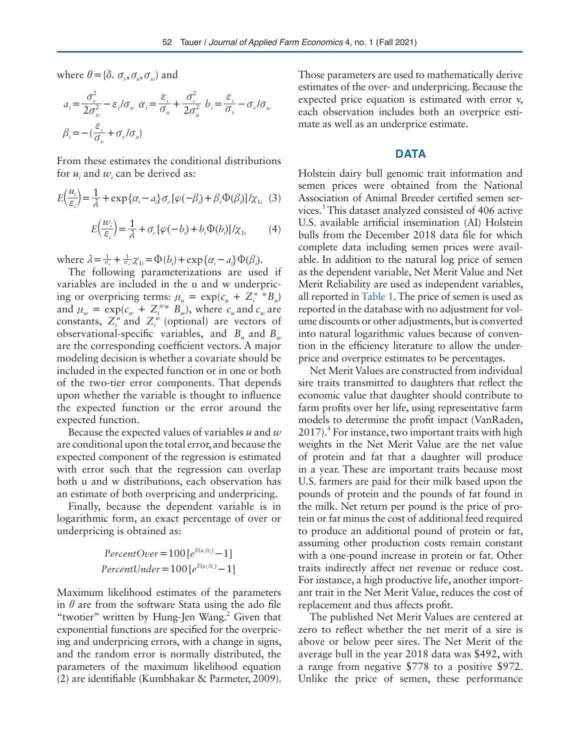where $\theta = \{\delta.\ \sigma_v, \sigma_u, \sigma_w\}$ and

$$a_i = \frac{\sigma_v^2}{2\sigma_w^2} - \varepsilon_i/\sigma_w \ \ \alpha_i = \frac{\varepsilon_i}{\sigma_u} + \frac{\sigma_v^2}{2\sigma_u^2} \ \ b_i = \frac{\varepsilon_i}{\sigma_v} - \sigma_v/\sigma_w$$

$$\beta_i = -\left(\frac{\varepsilon_i}{\sigma_v} + \sigma_v/\sigma_u\right)$$

From these estimates the conditional distributions for $u_i$ and $w_i$ can be derived as:

$$E\left(\frac{u_i}{\varepsilon_i}\right) = \frac{1}{\lambda} + \exp\{\alpha_i - a_i\}\sigma_v[\varphi(-\beta_i) + \beta_i\Phi(\beta_i)]/\chi_{1i} \quad (3)$$

$$E\left(\frac{w_i}{\varepsilon_i}\right) = \frac{1}{\lambda} + \sigma_v[\varphi(-b_i) + b_i\Phi(b_i)]/\chi_{1i} \quad (4)$$

where $\lambda = \frac{1}{\sigma_u} + \frac{1}{\sigma_w}\chi_{1i} = \Phi(b_i) + \exp\{\alpha_i - a_i\}\Phi(\beta_i)$.

The following parameterizations are used if variables are included in the u and w underpricing or overpricing terms: $\mu_u = \exp(c_u + Z_i^{u} * B_u)$ and $\mu_w = \exp(c_w + Z_i^{w*} B_w)$, where $c_u$ and $c_w$ are constants, $Z_i^u$ and $Z_i^w$ (optional) are vectors of observational-specific variables, and $B_u$ and $B_w$ are the corresponding coefficient vectors. A major modeling decision is whether a covariate should be included in the expected function or in one or both of the two-tier error components. That depends upon whether the variable is thought to influence the expected function or the error around the expected function.

Because the expected values of variables $u$ and $w$ are conditional upon the total error, and because the expected component of the regression is estimated with error such that the regression can overlap both u and w distributions, each observation has an estimate of both overpricing and underpricing.

Finally, because the dependent variable is in logarithmic form, an exact percentage of over or underpricing is obtained as:

$$PercentOver = 100\left[e^{E(u_i/\varepsilon_i)} - 1\right]$$
$$PercentUnder = 100\left[e^{E(w_i/\varepsilon_i)} - 1\right]$$

Maximum likelihood estimates of the parameters in $\theta$ are from the software Stata using the ado file "twotier" written by Hung-Jen Wang.[2] Given that exponential functions are specified for the overpricing and underpricing errors, with a change in signs, and the random error is normally distributed, the parameters of the maximum likelihood equation (2) are identifiable (Kumbhakar & Parmeter, 2009). Those parameters are used to mathematically derive estimates of the over- and underpricing. Because the expected price equation is estimated with error v, each observation includes both an overprice estimate as well as an underprice estimate.

## DATA

Holstein dairy bull genomic trait information and semen prices were obtained from the National Association of Animal Breeder certified semen services.[3] This dataset analyzed consisted of 406 active U.S. available artificial insemination (AI) Holstein bulls from the December 2018 data file for which complete data including semen prices were available. In addition to the natural log price of semen as the dependent variable, Net Merit Value and Net Merit Reliability are used as independent variables, all reported in Table 1. The price of semen is used as reported in the database with no adjustment for volume discounts or other adjustments, but is converted into natural logarithmic values because of convention in the efficiency literature to allow the underprice and overprice estimates to be percentages.

Net Merit Values are constructed from individual sire traits transmitted to daughters that reflect the economic value that daughter should contribute to farm profits over her life, using representative farm models to determine the profit impact (VanRaden, 2017).[4] For instance, two important traits with high weights in the Net Merit Value are the net value of protein and fat that a daughter will produce in a year. These are important traits because most U.S. farmers are paid for their milk based upon the pounds of protein and the pounds of fat found in the milk. Net return per pound is the price of protein or fat minus the cost of additional feed required to produce an additional pound of protein or fat, assuming other production costs remain constant with a one-pound increase in protein or fat. Other traits indirectly affect net revenue or reduce cost. For instance, a high productive life, another important trait in the Net Merit Value, reduces the cost of replacement and thus affects profit.

The published Net Merit Values are centered at zero to reflect whether the net merit of a sire is above or below peer sires. The Net Merit of the average bull in the year 2018 data was $492, with a range from negative $778 to a positive $972. Unlike the price of semen, these performance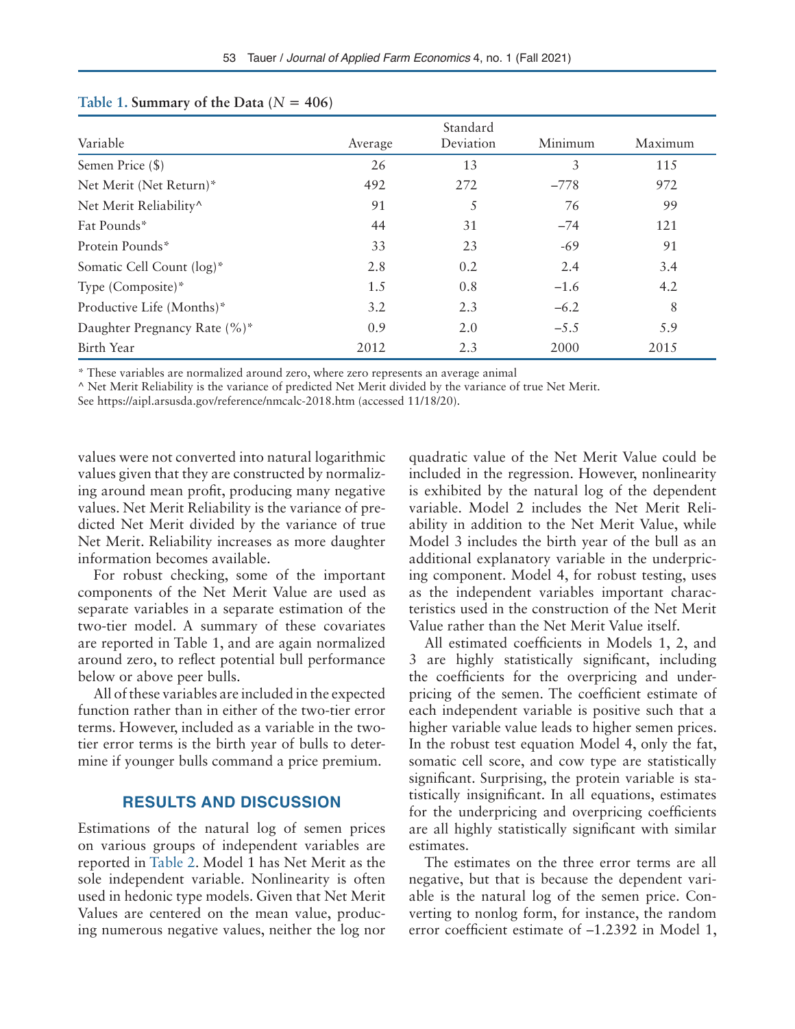**Table 1. Summary of the Data ($N = 406$)**

| Variable | Average | Standard Deviation | Minimum | Maximum |
|---|---|---|---|---|
| Semen Price ($) | 26 | 13 | 3 | 115 |
| Net Merit (Net Return)* | 492 | 272 | −778 | 972 |
| Net Merit Reliability^ | 91 | 5 | 76 | 99 |
| Fat Pounds* | 44 | 31 | −74 | 121 |
| Protein Pounds* | 33 | 23 | -69 | 91 |
| Somatic Cell Count (log)* | 2.8 | 0.2 | 2.4 | 3.4 |
| Type (Composite)* | 1.5 | 0.8 | −1.6 | 4.2 |
| Productive Life (Months)* | 3.2 | 2.3 | −6.2 | 8 |
| Daughter Pregnancy Rate (%)* | 0.9 | 2.0 | −5.5 | 5.9 |
| Birth Year | 2012 | 2.3 | 2000 | 2015 |

\* These variables are normalized around zero, where zero represents an average animal

^ Net Merit Reliability is the variance of predicted Net Merit divided by the variance of true Net Merit.

See https://aipl.arsusda.gov/reference/nmcalc-2018.htm (accessed 11/18/20).

values were not converted into natural logarithmic values given that they are constructed by normalizing around mean profit, producing many negative values. Net Merit Reliability is the variance of predicted Net Merit divided by the variance of true Net Merit. Reliability increases as more daughter information becomes available.

For robust checking, some of the important components of the Net Merit Value are used as separate variables in a separate estimation of the two-tier model. A summary of these covariates are reported in Table 1, and are again normalized around zero, to reflect potential bull performance below or above peer bulls.

All of these variables are included in the expected function rather than in either of the two-tier error terms. However, included as a variable in the two-tier error terms is the birth year of bulls to determine if younger bulls command a price premium.

## RESULTS AND DISCUSSION

Estimations of the natural log of semen prices on various groups of independent variables are reported in Table 2. Model 1 has Net Merit as the sole independent variable. Nonlinearity is often used in hedonic type models. Given that Net Merit Values are centered on the mean value, producing numerous negative values, neither the log nor quadratic value of the Net Merit Value could be included in the regression. However, nonlinearity is exhibited by the natural log of the dependent variable. Model 2 includes the Net Merit Reliability in addition to the Net Merit Value, while Model 3 includes the birth year of the bull as an additional explanatory variable in the underpricing component. Model 4, for robust testing, uses as the independent variables important characteristics used in the construction of the Net Merit Value rather than the Net Merit Value itself.

All estimated coefficients in Models 1, 2, and 3 are highly statistically significant, including the coefficients for the overpricing and underpricing of the semen. The coefficient estimate of each independent variable is positive such that a higher variable value leads to higher semen prices. In the robust test equation Model 4, only the fat, somatic cell score, and cow type are statistically significant. Surprising, the protein variable is statistically insignificant. In all equations, estimates for the underpricing and overpricing coefficients are all highly statistically significant with similar estimates.

The estimates on the three error terms are all negative, but that is because the dependent variable is the natural log of the semen price. Converting to nonlog form, for instance, the random error coefficient estimate of −1.2392 in Model 1,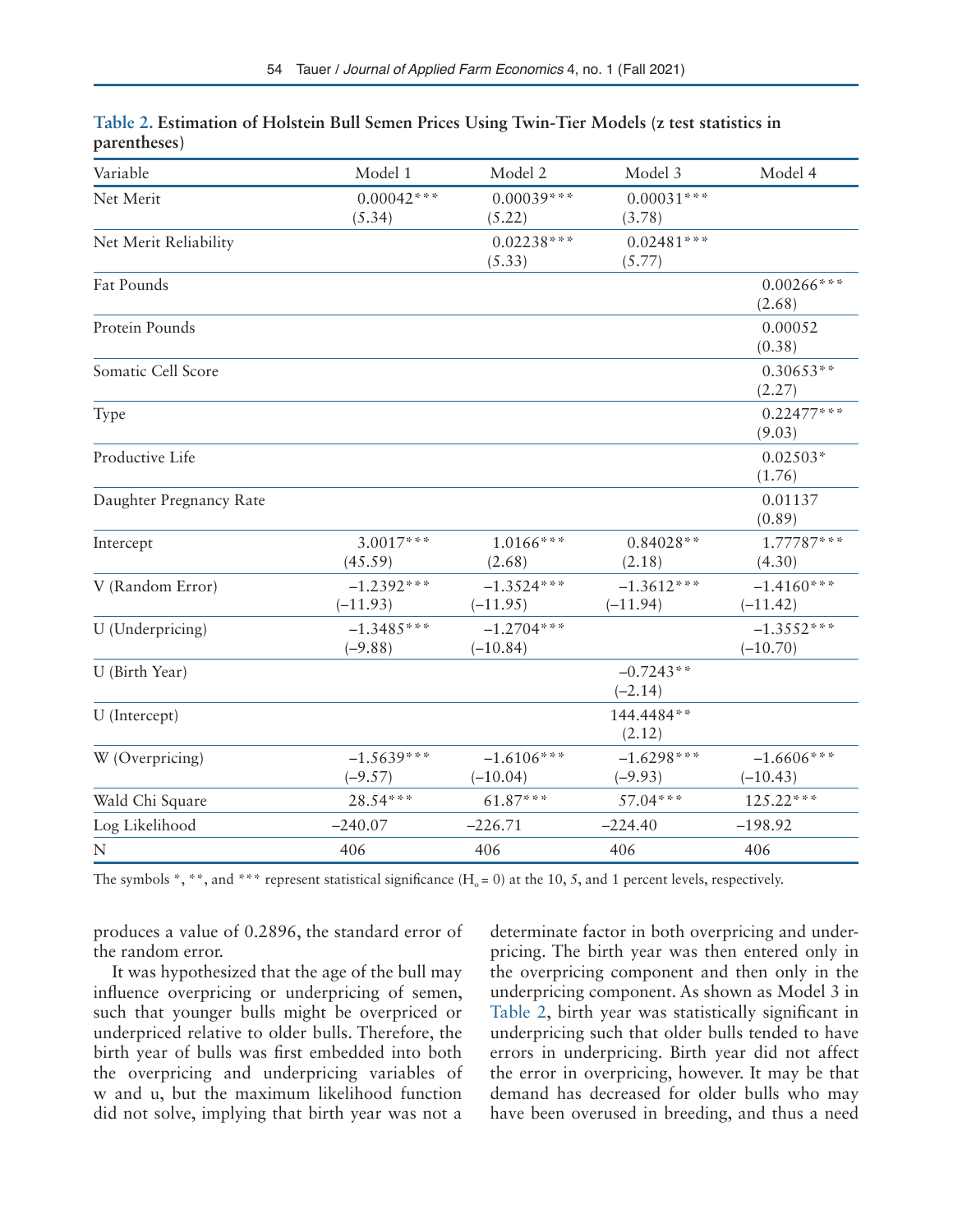**Table 2. Estimation of Holstein Bull Semen Prices Using Twin-Tier Models (z test statistics in parentheses)**

| Variable | Model 1 | Model 2 | Model 3 | Model 4 |
|---|---|---|---|---|
| Net Merit | 0.00042*** (5.34) | 0.00039*** (5.22) | 0.00031*** (3.78) | |
| Net Merit Reliability | | 0.02238*** (5.33) | 0.02481*** (5.77) | |
| Fat Pounds | | | | 0.00266*** (2.68) |
| Protein Pounds | | | | 0.00052 (0.38) |
| Somatic Cell Score | | | | 0.30653** (2.27) |
| Type | | | | 0.22477*** (9.03) |
| Productive Life | | | | 0.02503* (1.76) |
| Daughter Pregnancy Rate | | | | 0.01137 (0.89) |
| Intercept | 3.0017*** (45.59) | 1.0166*** (2.68) | 0.84028** (2.18) | 1.77787*** (4.30) |
| V (Random Error) | −1.2392*** (−11.93) | −1.3524*** (−11.95) | −1.3612*** (−11.94) | −1.4160*** (−11.42) |
| U (Underpricing) | −1.3485*** (−9.88) | −1.2704*** (−10.84) | | −1.3552*** (−10.70) |
| U (Birth Year) | | | −0.7243** (−2.14) | |
| U (Intercept) | | | 144.4484** (2.12) | |
| W (Overpricing) | −1.5639*** (−9.57) | −1.6106*** (−10.04) | −1.6298*** (−9.93) | −1.6606*** (−10.43) |
| Wald Chi Square | 28.54*** | 61.87*** | 57.04*** | 125.22*** |
| Log Likelihood | −240.07 | −226.71 | −224.40 | −198.92 |
| N | 406 | 406 | 406 | 406 |

The symbols *, **, and *** represent statistical significance ($H_o = 0$) at the 10, 5, and 1 percent levels, respectively.

produces a value of 0.2896, the standard error of the random error.

It was hypothesized that the age of the bull may influence overpricing or underpricing of semen, such that younger bulls might be overpriced or underpriced relative to older bulls. Therefore, the birth year of bulls was first embedded into both the overpricing and underpricing variables of w and u, but the maximum likelihood function did not solve, implying that birth year was not a determinate factor in both overpricing and underpricing. The birth year was then entered only in the overpricing component and then only in the underpricing component. As shown as Model 3 in Table 2, birth year was statistically significant in underpricing such that older bulls tended to have errors in underpricing. Birth year did not affect the error in overpricing, however. It may be that demand has decreased for older bulls who may have been overused in breeding, and thus a need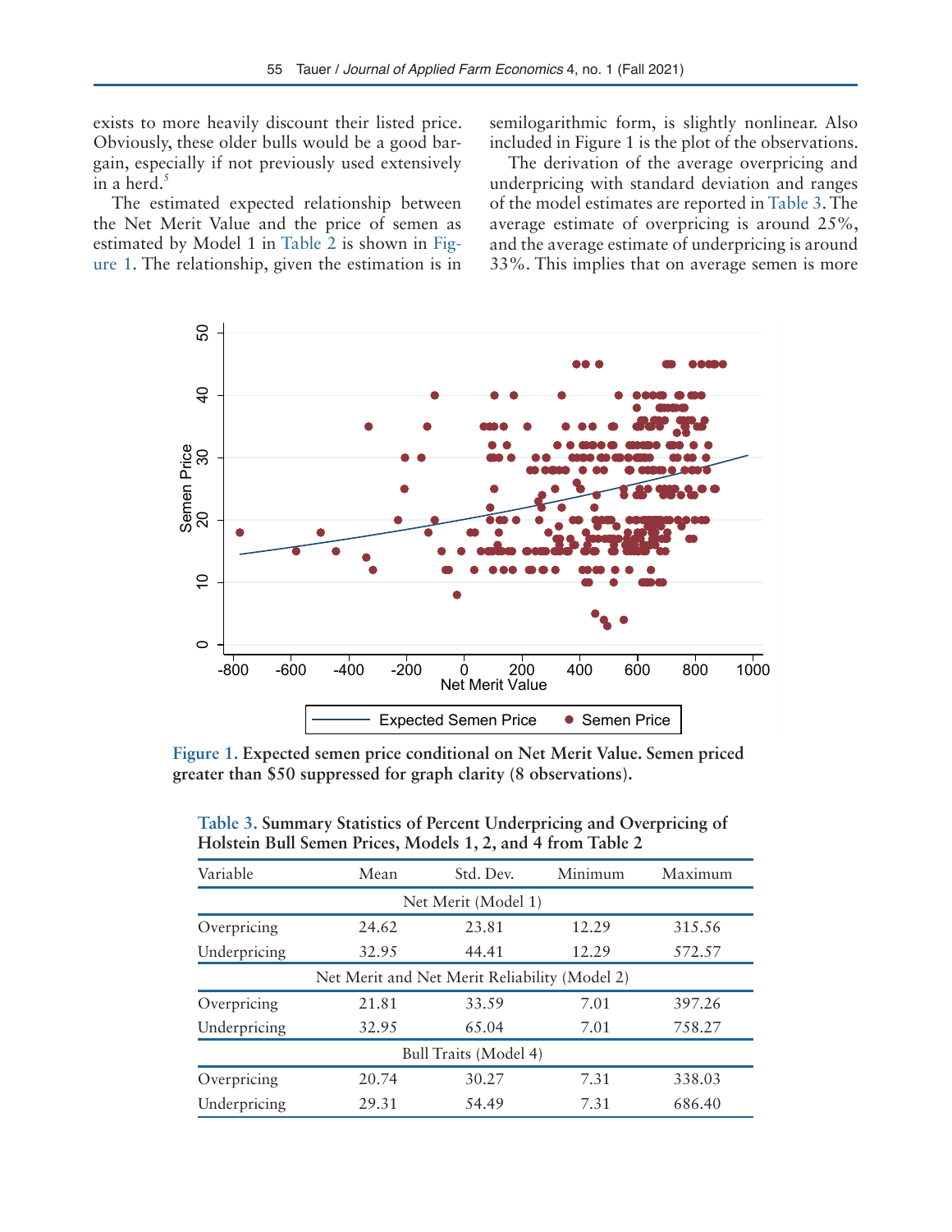exists to more heavily discount their listed price. Obviously, these older bulls would be a good bargain, especially if not previously used extensively in a herd.[5]

The estimated expected relationship between the Net Merit Value and the price of semen as estimated by Model 1 in Table 2 is shown in Figure 1. The relationship, given the estimation is in semilogarithmic form, is slightly nonlinear. Also included in Figure 1 is the plot of the observations.

The derivation of the average overpricing and underpricing with standard deviation and ranges of the model estimates are reported in Table 3. The average estimate of overpricing is around 25%, and the average estimate of underpricing is around 33%. This implies that on average semen is more

**Figure 1. Expected semen price conditional on Net Merit Value. Semen priced greater than $50 suppressed for graph clarity (8 observations).**

**Table 3. Summary Statistics of Percent Underpricing and Overpricing of Holstein Bull Semen Prices, Models 1, 2, and 4 from Table 2**

| Variable | Mean | Std. Dev. | Minimum | Maximum |
|---|---|---|---|---|
| Net Merit (Model 1) | | | | |
| Overpricing | 24.62 | 23.81 | 12.29 | 315.56 |
| Underpricing | 32.95 | 44.41 | 12.29 | 572.57 |
| Net Merit and Net Merit Reliability (Model 2) | | | | |
| Overpricing | 21.81 | 33.59 | 7.01 | 397.26 |
| Underpricing | 32.95 | 65.04 | 7.01 | 758.27 |
| Bull Traits (Model 4) | | | | |
| Overpricing | 20.74 | 30.27 | 7.31 | 338.03 |
| Underpricing | 29.31 | 54.49 | 7.31 | 686.40 |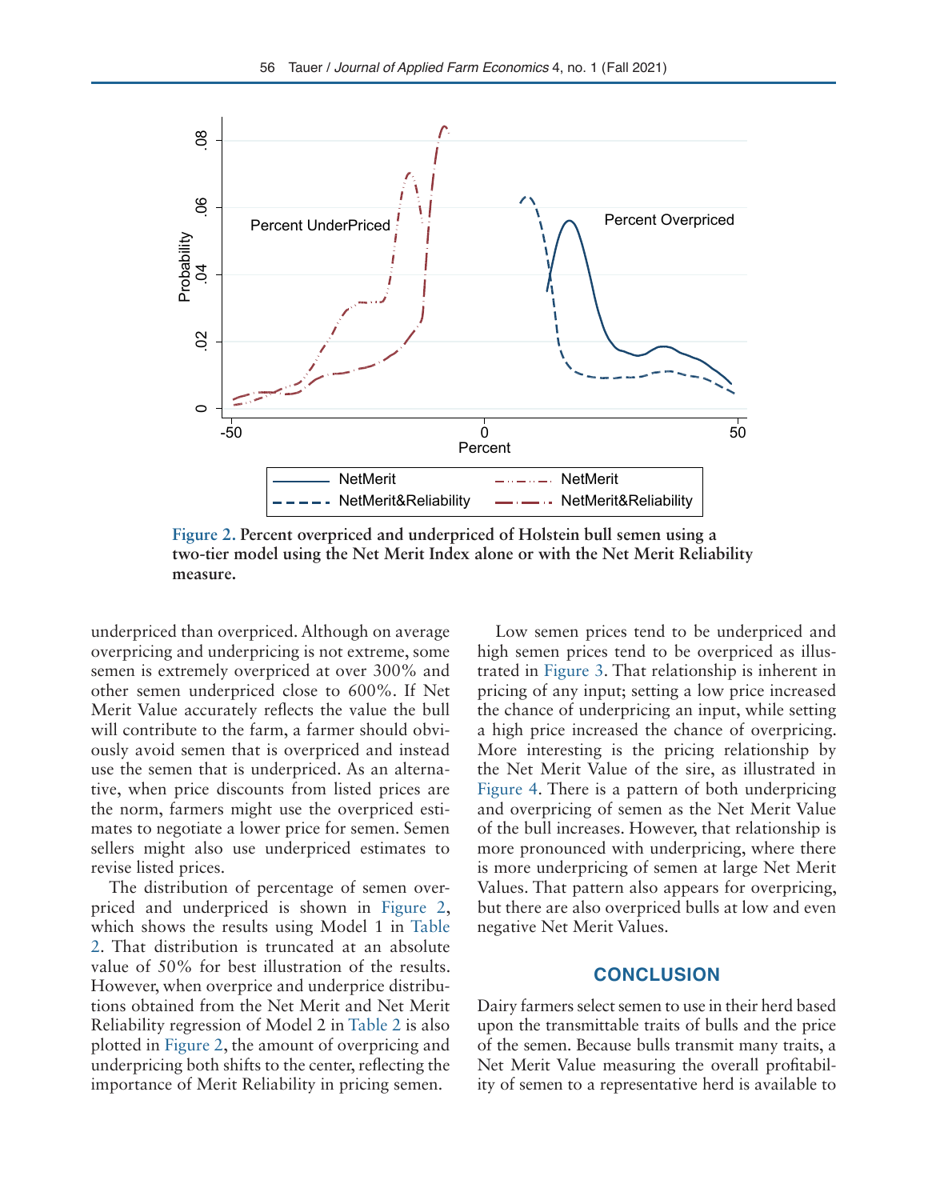**Figure 2.** **Percent overpriced and underpriced of Holstein bull semen using a two-tier model using the Net Merit Index alone or with the Net Merit Reliability measure.**

underpriced than overpriced. Although on average overpricing and underpricing is not extreme, some semen is extremely overpriced at over 300% and other semen underpriced close to 600%. If Net Merit Value accurately reflects the value the bull will contribute to the farm, a farmer should obviously avoid semen that is overpriced and instead use the semen that is underpriced. As an alternative, when price discounts from listed prices are the norm, farmers might use the overpriced estimates to negotiate a lower price for semen. Semen sellers might also use underpriced estimates to revise listed prices.

The distribution of percentage of semen overpriced and underpriced is shown in Figure 2, which shows the results using Model 1 in Table 2. That distribution is truncated at an absolute value of 50% for best illustration of the results. However, when overprice and underprice distributions obtained from the Net Merit and Net Merit Reliability regression of Model 2 in Table 2 is also plotted in Figure 2, the amount of overpricing and underpricing both shifts to the center, reflecting the importance of Merit Reliability in pricing semen.

Low semen prices tend to be underpriced and high semen prices tend to be overpriced as illustrated in Figure 3. That relationship is inherent in pricing of any input; setting a low price increased the chance of underpricing an input, while setting a high price increased the chance of overpricing. More interesting is the pricing relationship by the Net Merit Value of the sire, as illustrated in Figure 4. There is a pattern of both underpricing and overpricing of semen as the Net Merit Value of the bull increases. However, that relationship is more pronounced with underpricing, where there is more underpricing of semen at large Net Merit Values. That pattern also appears for overpricing, but there are also overpriced bulls at low and even negative Net Merit Values.

## CONCLUSION

Dairy farmers select semen to use in their herd based upon the transmittable traits of bulls and the price of the semen. Because bulls transmit many traits, a Net Merit Value measuring the overall profitability of semen to a representative herd is available to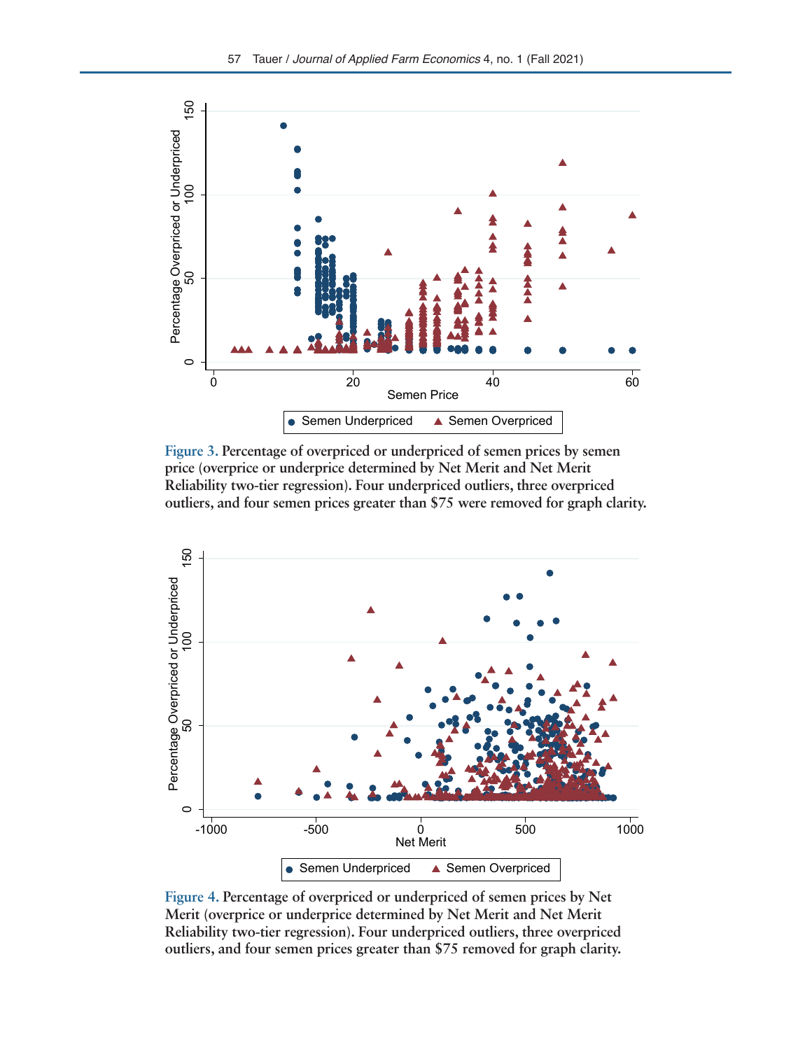**Figure 3.** Percentage of overpriced or underpriced of semen prices by semen price (overprice or underprice determined by Net Merit and Net Merit Reliability two-tier regression). Four underpriced outliers, three overpriced outliers, and four semen prices greater than $75 were removed for graph clarity.

**Figure 4.** Percentage of overpriced or underpriced of semen prices by Net Merit (overprice or underprice determined by Net Merit and Net Merit Reliability two-tier regression). Four underpriced outliers, three overpriced outliers, and four semen prices greater than $75 removed for graph clarity.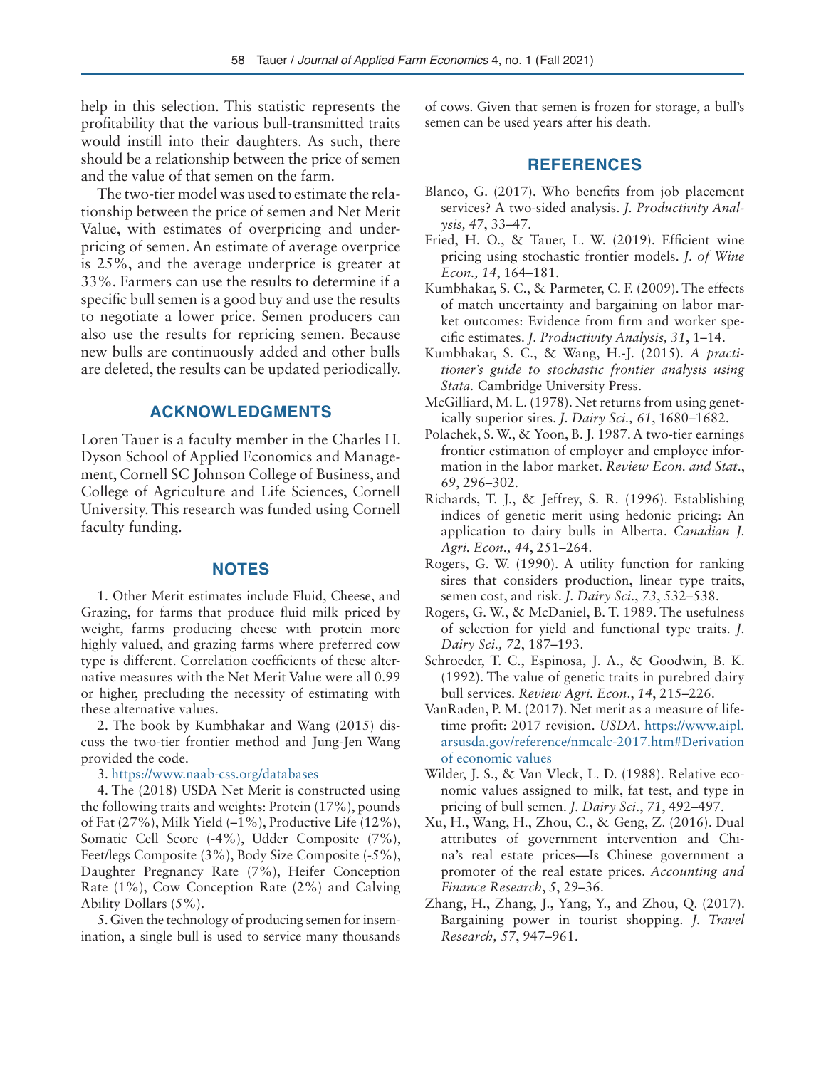help in this selection. This statistic represents the profitability that the various bull-transmitted traits would instill into their daughters. As such, there should be a relationship between the price of semen and the value of that semen on the farm.

The two-tier model was used to estimate the relationship between the price of semen and Net Merit Value, with estimates of overpricing and underpricing of semen. An estimate of average overprice is 25%, and the average underprice is greater at 33%. Farmers can use the results to determine if a specific bull semen is a good buy and use the results to negotiate a lower price. Semen producers can also use the results for repricing semen. Because new bulls are continuously added and other bulls are deleted, the results can be updated periodically.

## ACKNOWLEDGMENTS

Loren Tauer is a faculty member in the Charles H. Dyson School of Applied Economics and Management, Cornell SC Johnson College of Business, and College of Agriculture and Life Sciences, Cornell University. This research was funded using Cornell faculty funding.

## NOTES

1. Other Merit estimates include Fluid, Cheese, and Grazing, for farms that produce fluid milk priced by weight, farms producing cheese with protein more highly valued, and grazing farms where preferred cow type is different. Correlation coefficients of these alternative measures with the Net Merit Value were all 0.99 or higher, precluding the necessity of estimating with these alternative values.

2. The book by Kumbhakar and Wang (2015) discuss the two-tier frontier method and Jung-Jen Wang provided the code.

3. https://www.naab-css.org/databases

4. The (2018) USDA Net Merit is constructed using the following traits and weights: Protein (17%), pounds of Fat (27%), Milk Yield (–1%), Productive Life (12%), Somatic Cell Score (-4%), Udder Composite (7%), Feet/legs Composite (3%), Body Size Composite (-5%), Daughter Pregnancy Rate (7%), Heifer Conception Rate (1%), Cow Conception Rate (2%) and Calving Ability Dollars (5%).

5. Given the technology of producing semen for insemination, a single bull is used to service many thousands of cows. Given that semen is frozen for storage, a bull's semen can be used years after his death.

## REFERENCES

Blanco, G. (2017). Who benefits from job placement services? A two-sided analysis. *J. Productivity Analysis, 47*, 33–47.

Fried, H. O., & Tauer, L. W. (2019). Efficient wine pricing using stochastic frontier models. *J. of Wine Econ., 14*, 164–181.

Kumbhakar, S. C., & Parmeter, C. F. (2009). The effects of match uncertainty and bargaining on labor market outcomes: Evidence from firm and worker specific estimates. *J. Productivity Analysis, 31*, 1–14.

Kumbhakar, S. C., & Wang, H.-J. (2015). *A practitioner's guide to stochastic frontier analysis using Stata.* Cambridge University Press.

McGilliard, M. L. (1978). Net returns from using genetically superior sires. *J. Dairy Sci., 61*, 1680–1682.

Polachek, S. W., & Yoon, B. J. 1987. A two-tier earnings frontier estimation of employer and employee information in the labor market. *Review Econ. and Stat.*, *69*, 296–302.

Richards, T. J., & Jeffrey, S. R. (1996). Establishing indices of genetic merit using hedonic pricing: An application to dairy bulls in Alberta. *Canadian J. Agri. Econ., 44*, 251–264.

Rogers, G. W. (1990). A utility function for ranking sires that considers production, linear type traits, semen cost, and risk. *J. Dairy Sci*., *73*, 532–538.

Rogers, G. W., & McDaniel, B. T. 1989. The usefulness of selection for yield and functional type traits. *J. Dairy Sci., 72*, 187–193.

Schroeder, T. C., Espinosa, J. A., & Goodwin, B. K. (1992). The value of genetic traits in purebred dairy bull services. *Review Agri. Econ*., *14*, 215–226.

VanRaden, P. M. (2017). Net merit as a measure of lifetime profit: 2017 revision. *USDA*. https://www.aipl.arsusda.gov/reference/nmcalc-2017.htm#Derivation of economic values

Wilder, J. S., & Van Vleck, L. D. (1988). Relative economic values assigned to milk, fat test, and type in pricing of bull semen. *J. Dairy Sci*., *71*, 492–497.

Xu, H., Wang, H., Zhou, C., & Geng, Z. (2016). Dual attributes of government intervention and China's real estate prices—Is Chinese government a promoter of the real estate prices. *Accounting and Finance Research*, *5*, 29–36.

Zhang, H., Zhang, J., Yang, Y., and Zhou, Q. (2017). Bargaining power in tourist shopping. *J. Travel Research, 57*, 947–961.